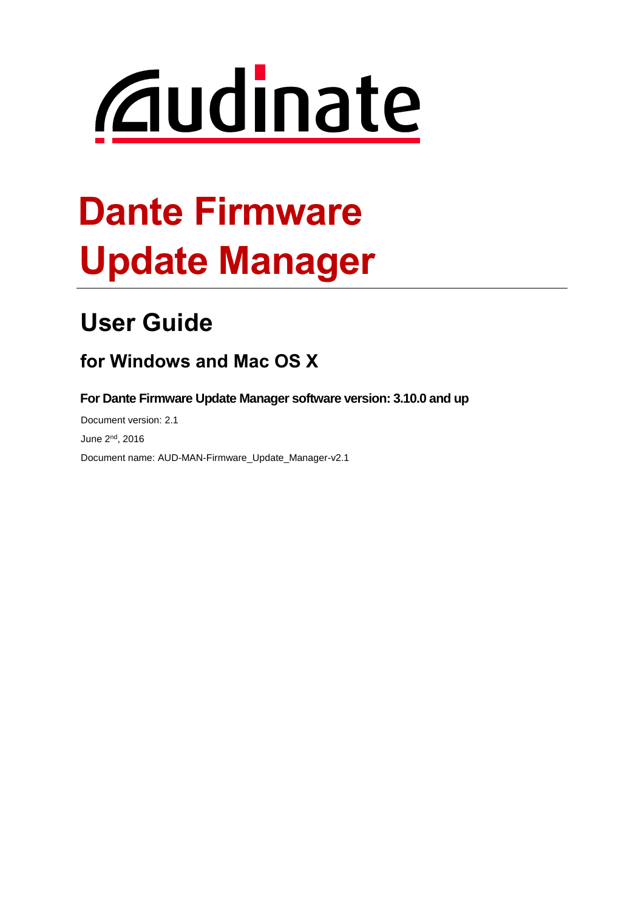Audinate

# Dante Firmware Update Manager

## User Guide

### for Windows and Mac OS X

**For Dante Firmware Update Manager software version: 3.10.0 and up**

Document version: 2.1

June 2nd, 2016

Document name: AUD-MAN-Firmware_Update_Manager-v2.1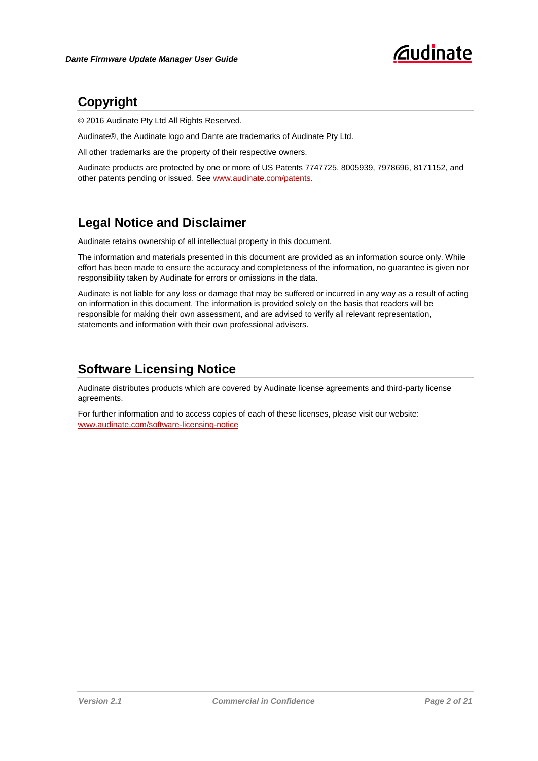## Copyright

© 2016 Audinate Pty Ltd All Rights Reserved.

Audinate®, the Audinate logo and Dante are trademarks of Audinate Pty Ltd.

All other trademarks are the property of their respective owners.

Audinate products are protected by one or more of US Patents 7747725, 8005939, 7978696, 8171152, and other patents pending or issued. See www.audinate.com/patents.

## Legal Notice and Disclaimer

Audinate retains ownership of all intellectual property in this document.

The information and materials presented in this document are provided as an information source only. While effort has been made to ensure the accuracy and completeness of the information, no guarantee is given nor responsibility taken by Audinate for errors or omissions in the data.

Audinate is not liable for any loss or damage that may be suffered or incurred in any way as a result of acting on information in this document. The information is provided solely on the basis that readers will be responsible for making their own assessment, and are advised to verify all relevant representation, statements and information with their own professional advisers.

## Software Licensing Notice

Audinate distributes products which are covered by Audinate license agreements and third-party license agreements.

For further information and to access copies of each of these licenses, please visit our website: www.audinate.com/software-licensing-notice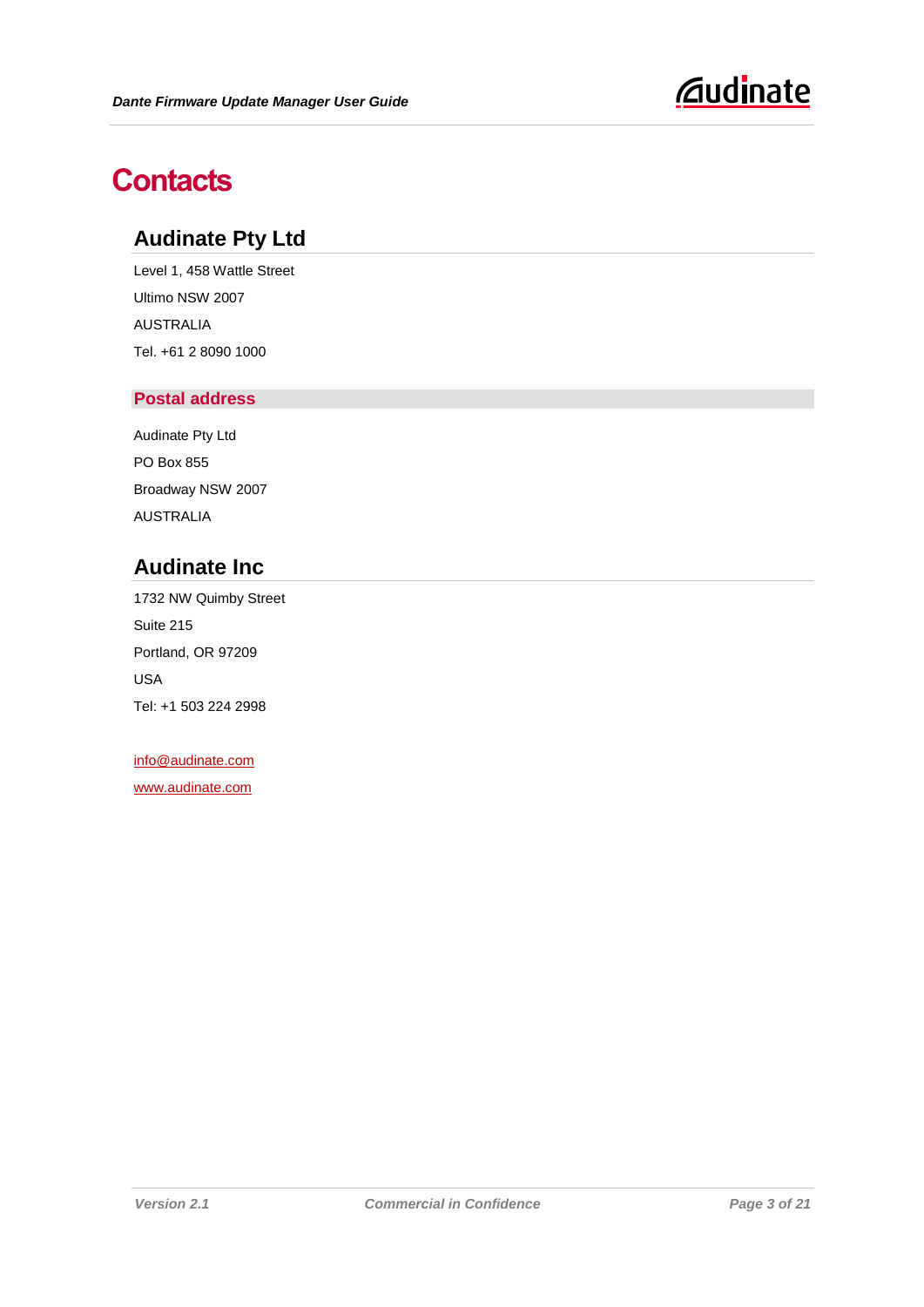# Contacts

## Audinate Pty Ltd

Level 1, 458 Wattle Street

Ultimo NSW 2007

AUSTRALIA

Tel. +61 2 8090 1000

### Postal address

Audinate Pty Ltd

PO Box 855

Broadway NSW 2007

AUSTRALIA

## Audinate Inc

1732 NW Quimby Street

Suite 215

Portland, OR 97209

USA

Tel: +1 503 224 2998

info@audinate.com

www.audinate.com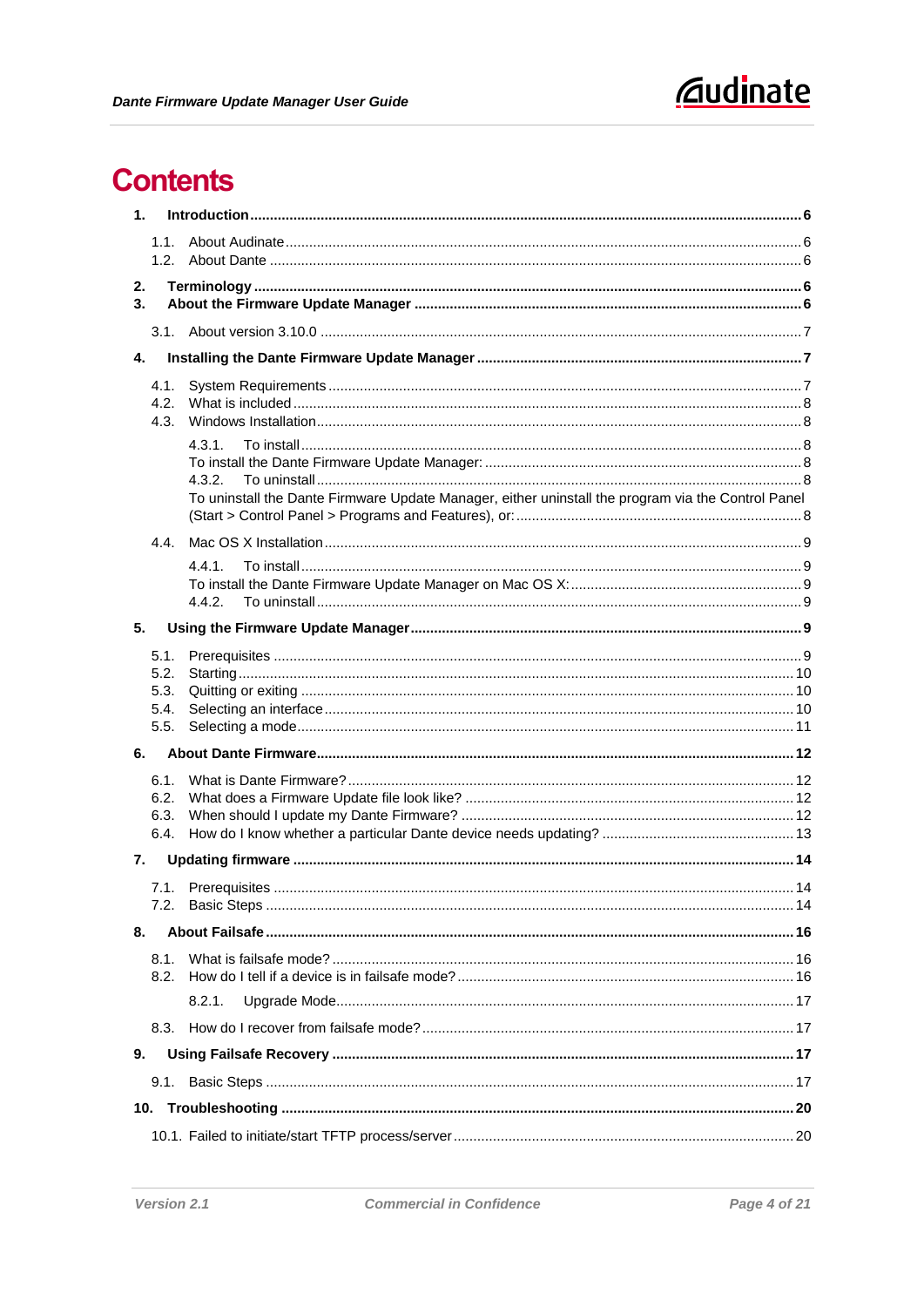# Contents

1. **Introduction** ........ 6
   - 1.1. About Audinate ........ 6
   - 1.2. About Dante ........ 6
2. **Terminology** ........ 6
3. **About the Firmware Update Manager** ........ 6
   - 3.1. About version 3.10.0 ........ 7
4. **Installing the Dante Firmware Update Manager** ........ 7
   - 4.1. System Requirements ........ 7
   - 4.2. What is included ........ 8
   - 4.3. Windows Installation ........ 8
     - 4.3.1. To install ........ 8
     - To install the Dante Firmware Update Manager: ........ 8
     - 4.3.2. To uninstall ........ 8
     - To uninstall the Dante Firmware Update Manager, either uninstall the program via the Control Panel (Start > Control Panel > Programs and Features), or: ........ 8
   - 4.4. Mac OS X Installation ........ 9
     - 4.4.1. To install ........ 9
     - To install the Dante Firmware Update Manager on Mac OS X: ........ 9
     - 4.4.2. To uninstall ........ 9
5. **Using the Firmware Update Manager** ........ 9
   - 5.1. Prerequisites ........ 9
   - 5.2. Starting ........ 10
   - 5.3. Quitting or exiting ........ 10
   - 5.4. Selecting an interface ........ 10
   - 5.5. Selecting a mode ........ 11
6. **About Dante Firmware** ........ 12
   - 6.1. What is Dante Firmware? ........ 12
   - 6.2. What does a Firmware Update file look like? ........ 12
   - 6.3. When should I update my Dante Firmware? ........ 12
   - 6.4. How do I know whether a particular Dante device needs updating? ........ 13
7. **Updating firmware** ........ 14
   - 7.1. Prerequisites ........ 14
   - 7.2. Basic Steps ........ 14
8. **About Failsafe** ........ 16
   - 8.1. What is failsafe mode? ........ 16
   - 8.2. How do I tell if a device is in failsafe mode? ........ 16
     - 8.2.1. Upgrade Mode ........ 17
   - 8.3. How do I recover from failsafe mode? ........ 17
9. **Using Failsafe Recovery** ........ 17
   - 9.1. Basic Steps ........ 17
10. **Troubleshooting** ........ 20
    - 10.1. Failed to initiate/start TFTP process/server ........ 20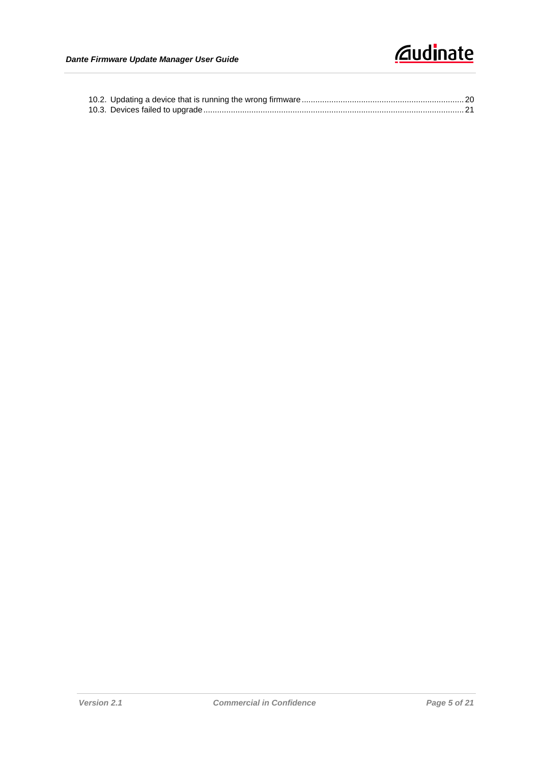10.2. Updating a device that is running the wrong firmware ..... 20
10.3. Devices failed to upgrade ..... 21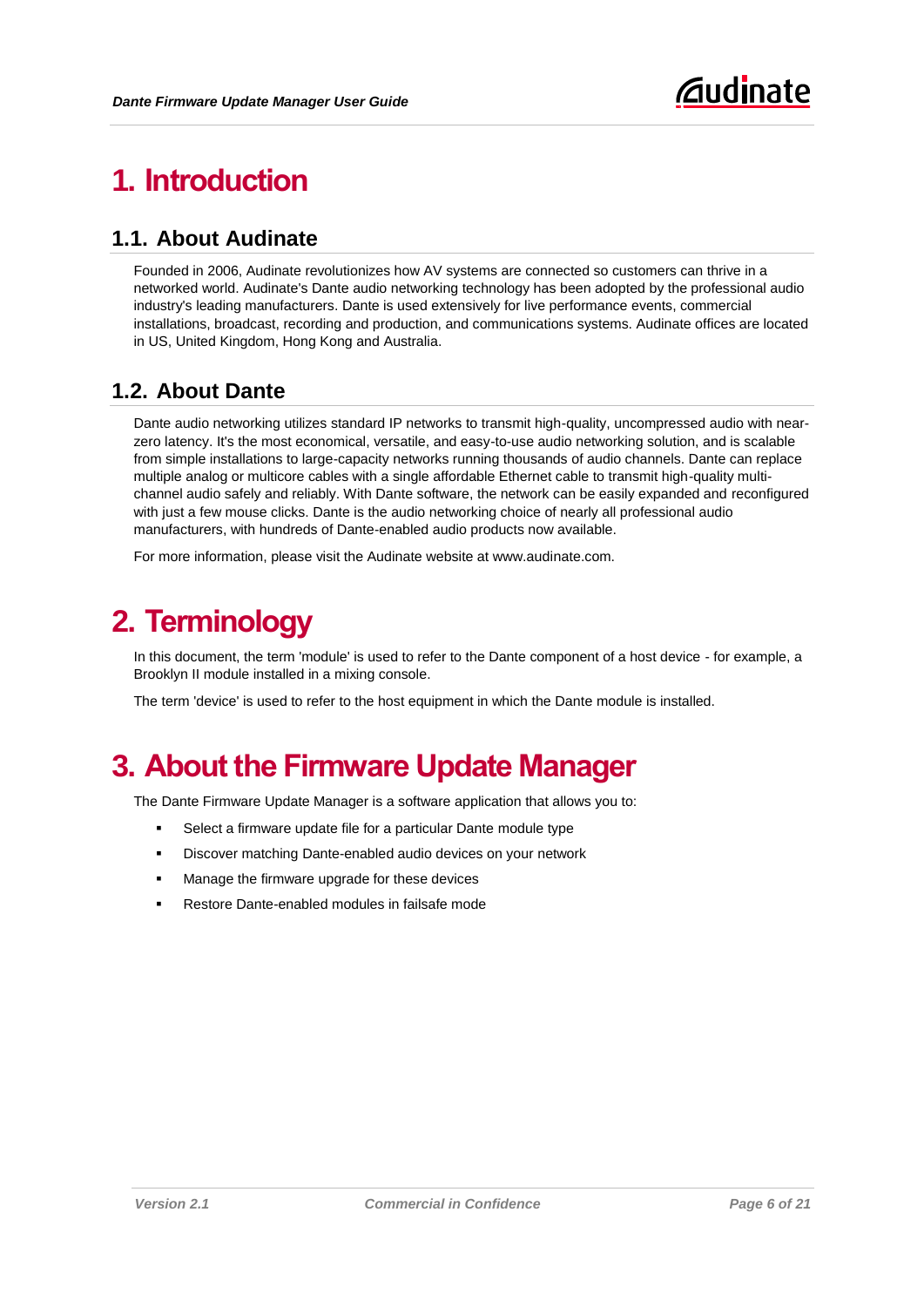# 1. Introduction

## 1.1. About Audinate

Founded in 2006, Audinate revolutionizes how AV systems are connected so customers can thrive in a networked world. Audinate's Dante audio networking technology has been adopted by the professional audio industry's leading manufacturers. Dante is used extensively for live performance events, commercial installations, broadcast, recording and production, and communications systems. Audinate offices are located in US, United Kingdom, Hong Kong and Australia.

## 1.2. About Dante

Dante audio networking utilizes standard IP networks to transmit high-quality, uncompressed audio with near-zero latency. It's the most economical, versatile, and easy-to-use audio networking solution, and is scalable from simple installations to large-capacity networks running thousands of audio channels. Dante can replace multiple analog or multicore cables with a single affordable Ethernet cable to transmit high-quality multi-channel audio safely and reliably. With Dante software, the network can be easily expanded and reconfigured with just a few mouse clicks. Dante is the audio networking choice of nearly all professional audio manufacturers, with hundreds of Dante-enabled audio products now available.

For more information, please visit the Audinate website at www.audinate.com.

# 2. Terminology

In this document, the term 'module' is used to refer to the Dante component of a host device - for example, a Brooklyn II module installed in a mixing console.

The term 'device' is used to refer to the host equipment in which the Dante module is installed.

# 3. About the Firmware Update Manager

The Dante Firmware Update Manager is a software application that allows you to:

- Select a firmware update file for a particular Dante module type
- Discover matching Dante-enabled audio devices on your network
- Manage the firmware upgrade for these devices
- Restore Dante-enabled modules in failsafe mode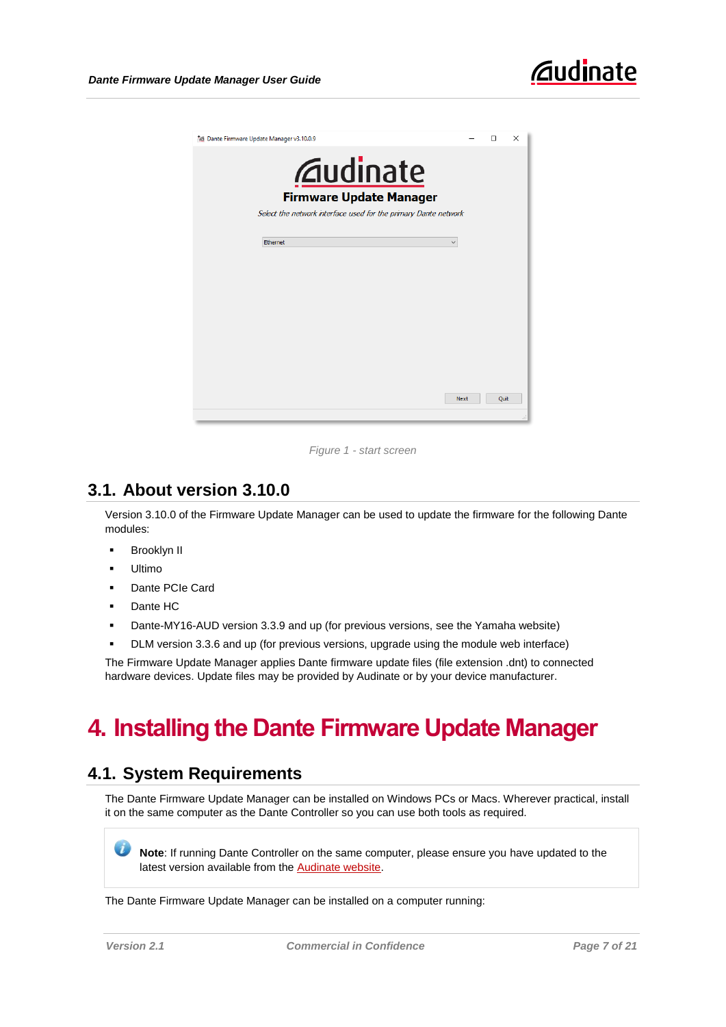Figure 1 - start screen

## 3.1. About version 3.10.0

Version 3.10.0 of the Firmware Update Manager can be used to update the firmware for the following Dante modules:

- Brooklyn II
- Ultimo
- Dante PCIe Card
- Dante HC
- Dante-MY16-AUD version 3.3.9 and up (for previous versions, see the Yamaha website)
- DLM version 3.3.6 and up (for previous versions, upgrade using the module web interface)

The Firmware Update Manager applies Dante firmware update files (file extension .dnt) to connected hardware devices. Update files may be provided by Audinate or by your device manufacturer.

# 4. Installing the Dante Firmware Update Manager

## 4.1. System Requirements

The Dante Firmware Update Manager can be installed on Windows PCs or Macs. Wherever practical, install it on the same computer as the Dante Controller so you can use both tools as required.

> **Note**: If running Dante Controller on the same computer, please ensure you have updated to the latest version available from the Audinate website.

The Dante Firmware Update Manager can be installed on a computer running: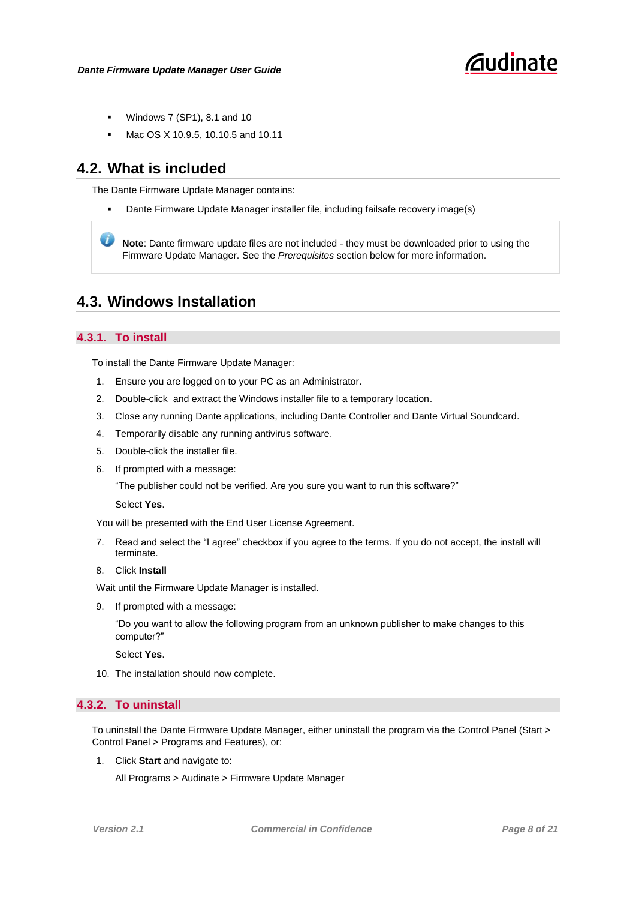- Windows 7 (SP1), 8.1 and 10
- Mac OS X 10.9.5, 10.10.5 and 10.11

## 4.2. What is included

The Dante Firmware Update Manager contains:

- Dante Firmware Update Manager installer file, including failsafe recovery image(s)

> **Note**: Dante firmware update files are not included - they must be downloaded prior to using the Firmware Update Manager. See the *Prerequisites* section below for more information.

## 4.3. Windows Installation

### 4.3.1. To install

To install the Dante Firmware Update Manager:

1. Ensure you are logged on to your PC as an Administrator.
2. Double-click and extract the Windows installer file to a temporary location.
3. Close any running Dante applications, including Dante Controller and Dante Virtual Soundcard.
4. Temporarily disable any running antivirus software.
5. Double-click the installer file.
6. If prompted with a message:

   "The publisher could not be verified. Are you sure you want to run this software?"

   Select **Yes**.

You will be presented with the End User License Agreement.

7. Read and select the "I agree" checkbox if you agree to the terms. If you do not accept, the install will terminate.
8. Click **Install**

Wait until the Firmware Update Manager is installed.

9. If prompted with a message:

   "Do you want to allow the following program from an unknown publisher to make changes to this computer?"

   Select **Yes**.

10. The installation should now complete.

### 4.3.2. To uninstall

To uninstall the Dante Firmware Update Manager, either uninstall the program via the Control Panel (Start > Control Panel > Programs and Features), or:

1. Click **Start** and navigate to:

   All Programs > Audinate > Firmware Update Manager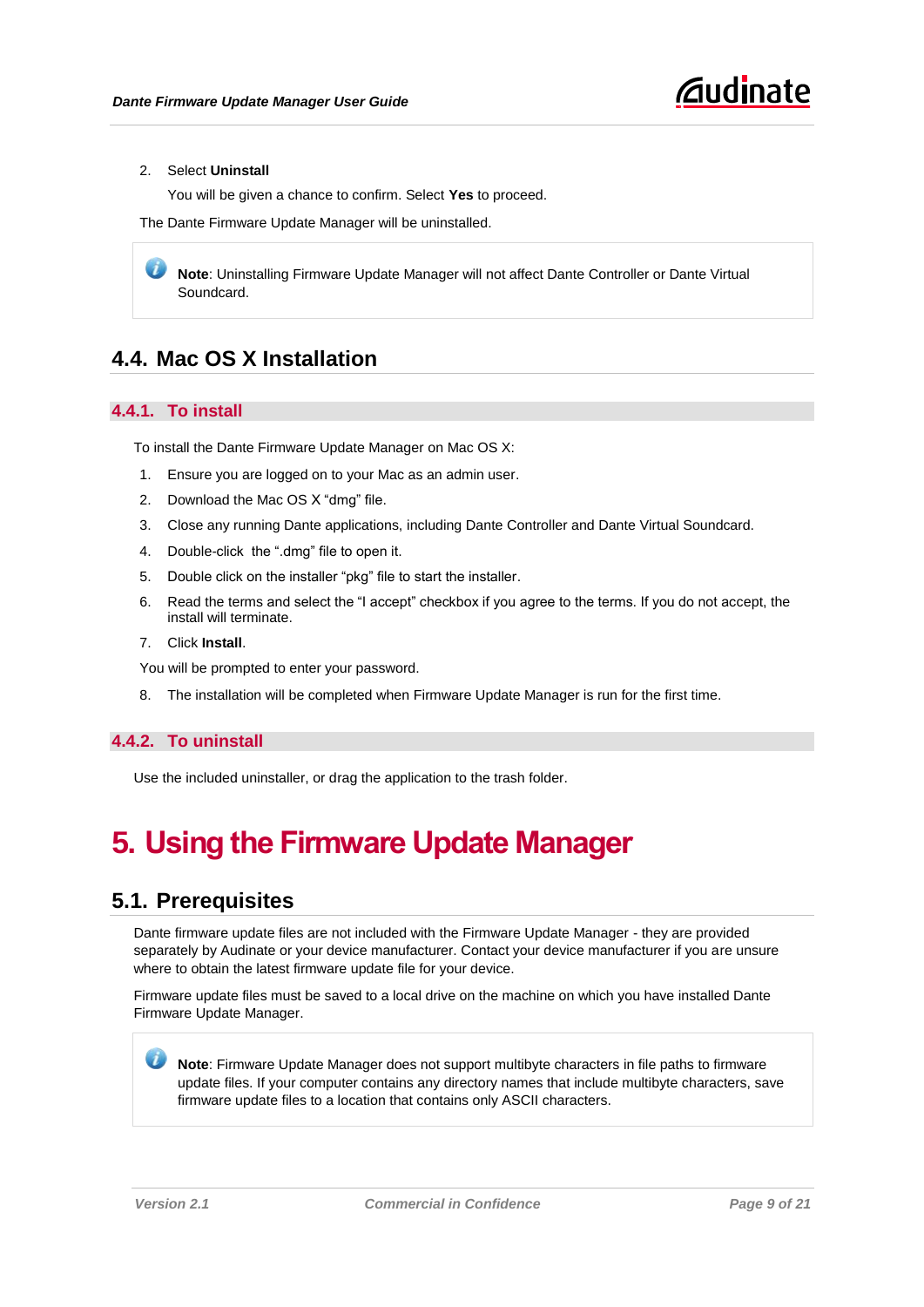2. Select **Uninstall**

   You will be given a chance to confirm. Select **Yes** to proceed.

The Dante Firmware Update Manager will be uninstalled.

> **Note**: Uninstalling Firmware Update Manager will not affect Dante Controller or Dante Virtual Soundcard.

## 4.4. Mac OS X Installation

### 4.4.1. To install

To install the Dante Firmware Update Manager on Mac OS X:

1. Ensure you are logged on to your Mac as an admin user.
2. Download the Mac OS X “dmg” file.
3. Close any running Dante applications, including Dante Controller and Dante Virtual Soundcard.
4. Double-click the “.dmg” file to open it.
5. Double click on the installer “pkg” file to start the installer.
6. Read the terms and select the “I accept” checkbox if you agree to the terms. If you do not accept, the install will terminate.
7. Click **Install**.

You will be prompted to enter your password.

8. The installation will be completed when Firmware Update Manager is run for the first time.

### 4.4.2. To uninstall

Use the included uninstaller, or drag the application to the trash folder.

# 5. Using the Firmware Update Manager

## 5.1. Prerequisites

Dante firmware update files are not included with the Firmware Update Manager - they are provided separately by Audinate or your device manufacturer. Contact your device manufacturer if you are unsure where to obtain the latest firmware update file for your device.

Firmware update files must be saved to a local drive on the machine on which you have installed Dante Firmware Update Manager.

> **Note**: Firmware Update Manager does not support multibyte characters in file paths to firmware update files. If your computer contains any directory names that include multibyte characters, save firmware update files to a location that contains only ASCII characters.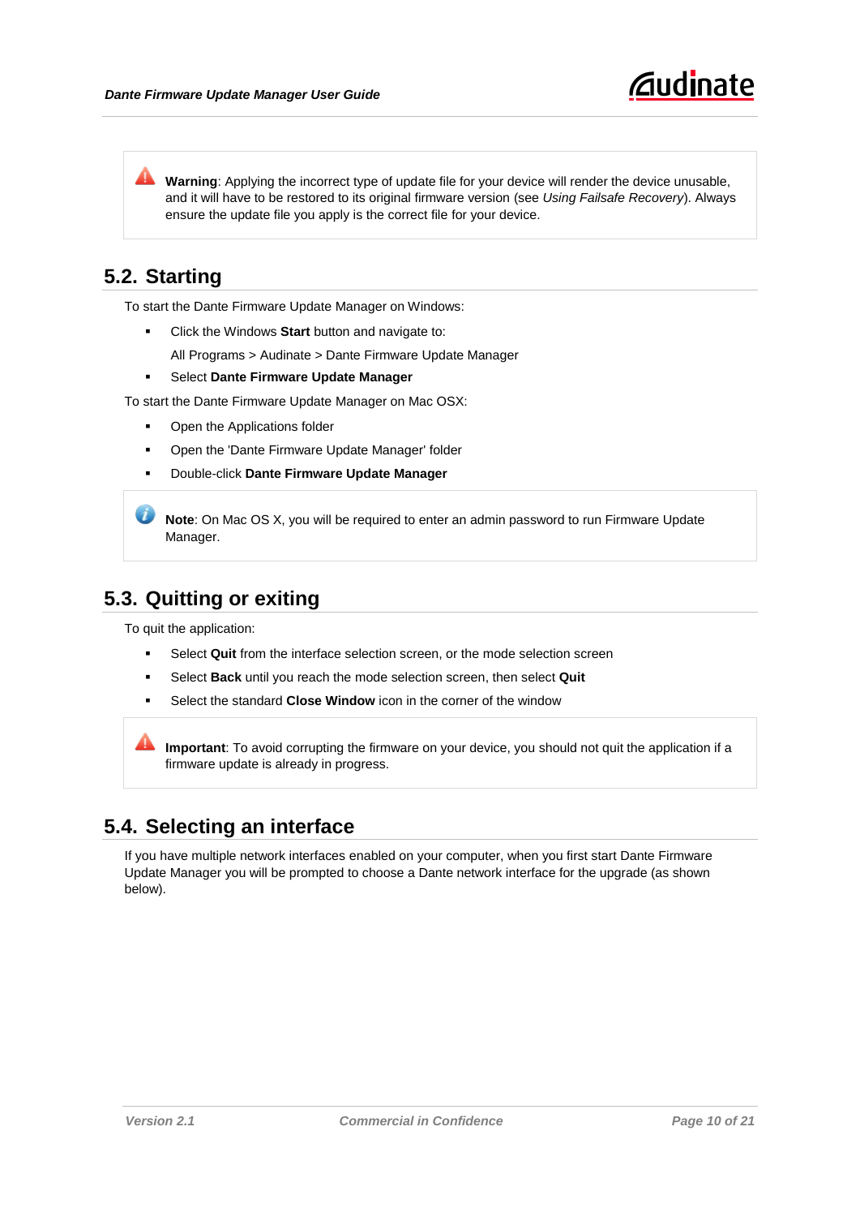> **Warning**: Applying the incorrect type of update file for your device will render the device unusable, and it will have to be restored to its original firmware version (see *Using Failsafe Recovery*). Always ensure the update file you apply is the correct file for your device.

## 5.2. Starting

To start the Dante Firmware Update Manager on Windows:

- Click the Windows **Start** button and navigate to:

  All Programs > Audinate > Dante Firmware Update Manager
- Select **Dante Firmware Update Manager**

To start the Dante Firmware Update Manager on Mac OSX:

- Open the Applications folder
- Open the 'Dante Firmware Update Manager' folder
- Double-click **Dante Firmware Update Manager**

> **Note**: On Mac OS X, you will be required to enter an admin password to run Firmware Update Manager.

## 5.3. Quitting or exiting

To quit the application:

- Select **Quit** from the interface selection screen, or the mode selection screen
- Select **Back** until you reach the mode selection screen, then select **Quit**
- Select the standard **Close Window** icon in the corner of the window

> **Important**: To avoid corrupting the firmware on your device, you should not quit the application if a firmware update is already in progress.

## 5.4. Selecting an interface

If you have multiple network interfaces enabled on your computer, when you first start Dante Firmware Update Manager you will be prompted to choose a Dante network interface for the upgrade (as shown below).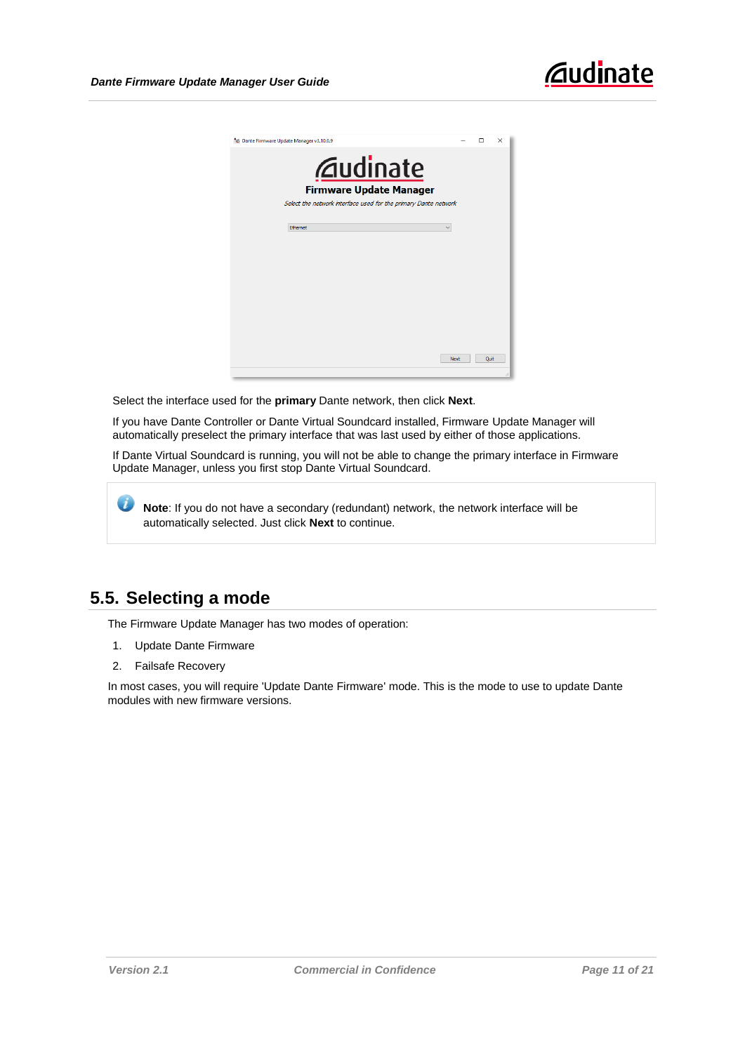Select the interface used for the **primary** Dante network, then click **Next**.

If you have Dante Controller or Dante Virtual Soundcard installed, Firmware Update Manager will automatically preselect the primary interface that was last used by either of those applications.

If Dante Virtual Soundcard is running, you will not be able to change the primary interface in Firmware Update Manager, unless you first stop Dante Virtual Soundcard.

> **Note**: If you do not have a secondary (redundant) network, the network interface will be automatically selected. Just click **Next** to continue.

## 5.5. Selecting a mode

The Firmware Update Manager has two modes of operation:

1. Update Dante Firmware
2. Failsafe Recovery

In most cases, you will require 'Update Dante Firmware' mode. This is the mode to use to update Dante modules with new firmware versions.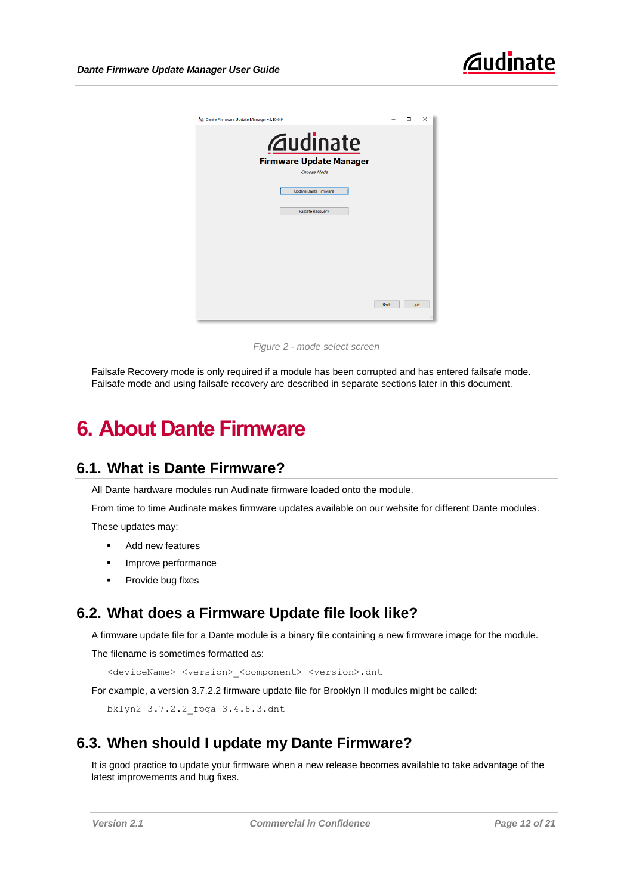Figure 2 - mode select screen

Failsafe Recovery mode is only required if a module has been corrupted and has entered failsafe mode. Failsafe mode and using failsafe recovery are described in separate sections later in this document.

# 6. About Dante Firmware

## 6.1. What is Dante Firmware?

All Dante hardware modules run Audinate firmware loaded onto the module.

From time to time Audinate makes firmware updates available on our website for different Dante modules.

These updates may:

- Add new features
- Improve performance
- Provide bug fixes

## 6.2. What does a Firmware Update file look like?

A firmware update file for a Dante module is a binary file containing a new firmware image for the module.

The filename is sometimes formatted as:

```
<deviceName>-<version>_<component>-<version>.dnt
```

For example, a version 3.7.2.2 firmware update file for Brooklyn II modules might be called:

```
bklyn2-3.7.2.2_fpga-3.4.8.3.dnt
```

## 6.3. When should I update my Dante Firmware?

It is good practice to update your firmware when a new release becomes available to take advantage of the latest improvements and bug fixes.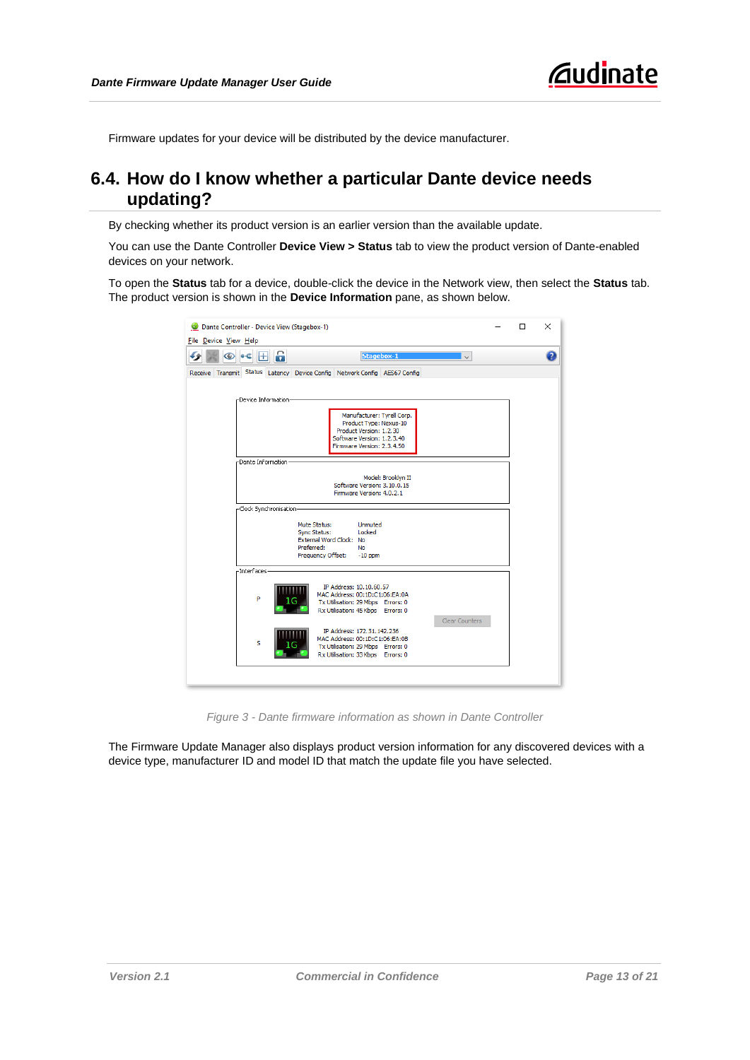Firmware updates for your device will be distributed by the device manufacturer.

## 6.4. How do I know whether a particular Dante device needs updating?

By checking whether its product version is an earlier version than the available update.

You can use the Dante Controller **Device View > Status** tab to view the product version of Dante-enabled devices on your network.

To open the **Status** tab for a device, double-click the device in the Network view, then select the **Status** tab. The product version is shown in the **Device Information** pane, as shown below.

*Figure 3 - Dante firmware information as shown in Dante Controller*

The Firmware Update Manager also displays product version information for any discovered devices with a device type, manufacturer ID and model ID that match the update file you have selected.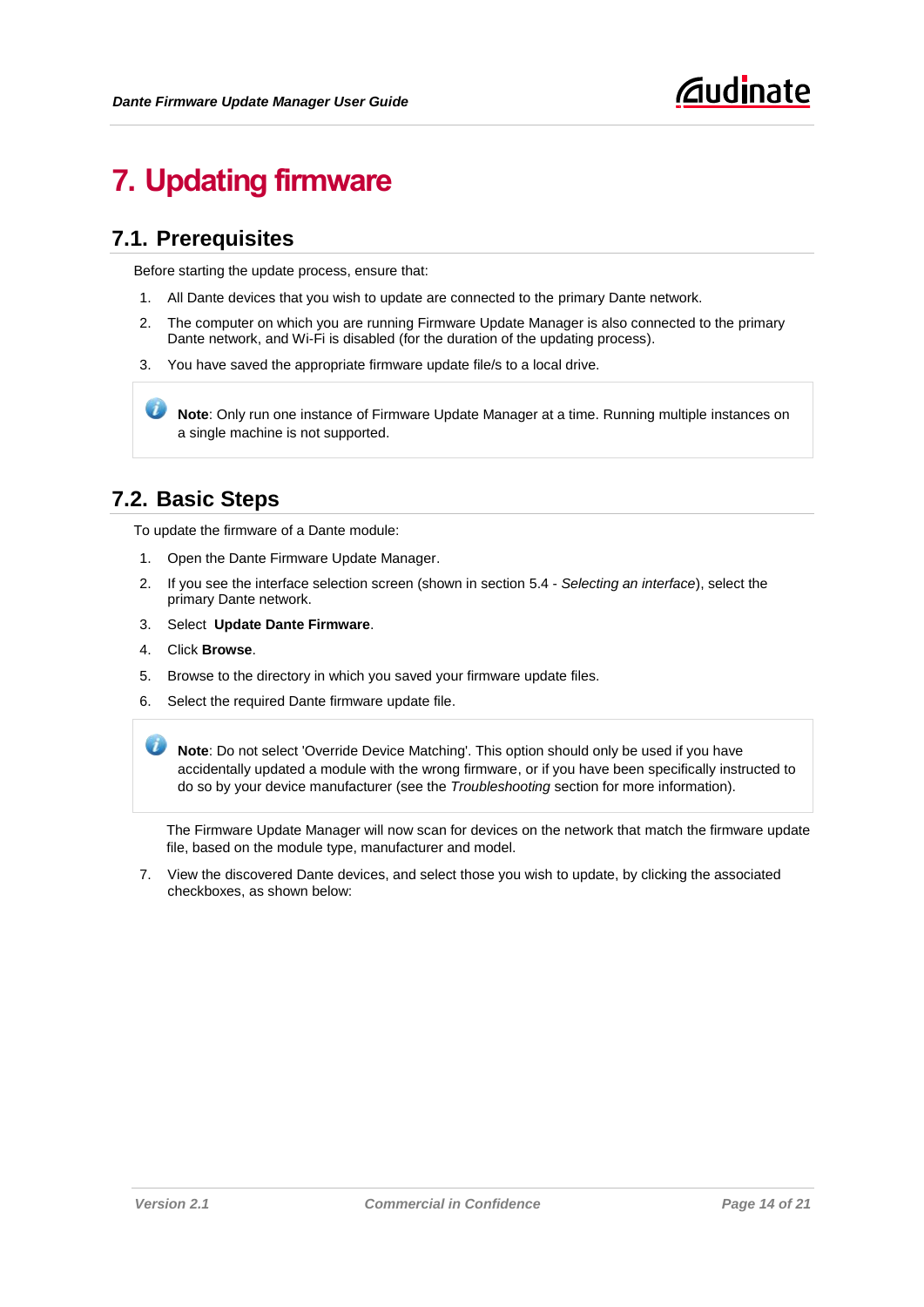# 7. Updating firmware

## 7.1. Prerequisites

Before starting the update process, ensure that:

1. All Dante devices that you wish to update are connected to the primary Dante network.
2. The computer on which you are running Firmware Update Manager is also connected to the primary Dante network, and Wi-Fi is disabled (for the duration of the updating process).
3. You have saved the appropriate firmware update file/s to a local drive.

> **Note**: Only run one instance of Firmware Update Manager at a time. Running multiple instances on a single machine is not supported.

## 7.2. Basic Steps

To update the firmware of a Dante module:

1. Open the Dante Firmware Update Manager.
2. If you see the interface selection screen (shown in section 5.4 - *Selecting an interface*), select the primary Dante network.
3. Select **Update Dante Firmware**.
4. Click **Browse**.
5. Browse to the directory in which you saved your firmware update files.
6. Select the required Dante firmware update file.

> **Note**: Do not select 'Override Device Matching'. This option should only be used if you have accidentally updated a module with the wrong firmware, or if you have been specifically instructed to do so by your device manufacturer (see the *Troubleshooting* section for more information).

The Firmware Update Manager will now scan for devices on the network that match the firmware update file, based on the module type, manufacturer and model.

7. View the discovered Dante devices, and select those you wish to update, by clicking the associated checkboxes, as shown below: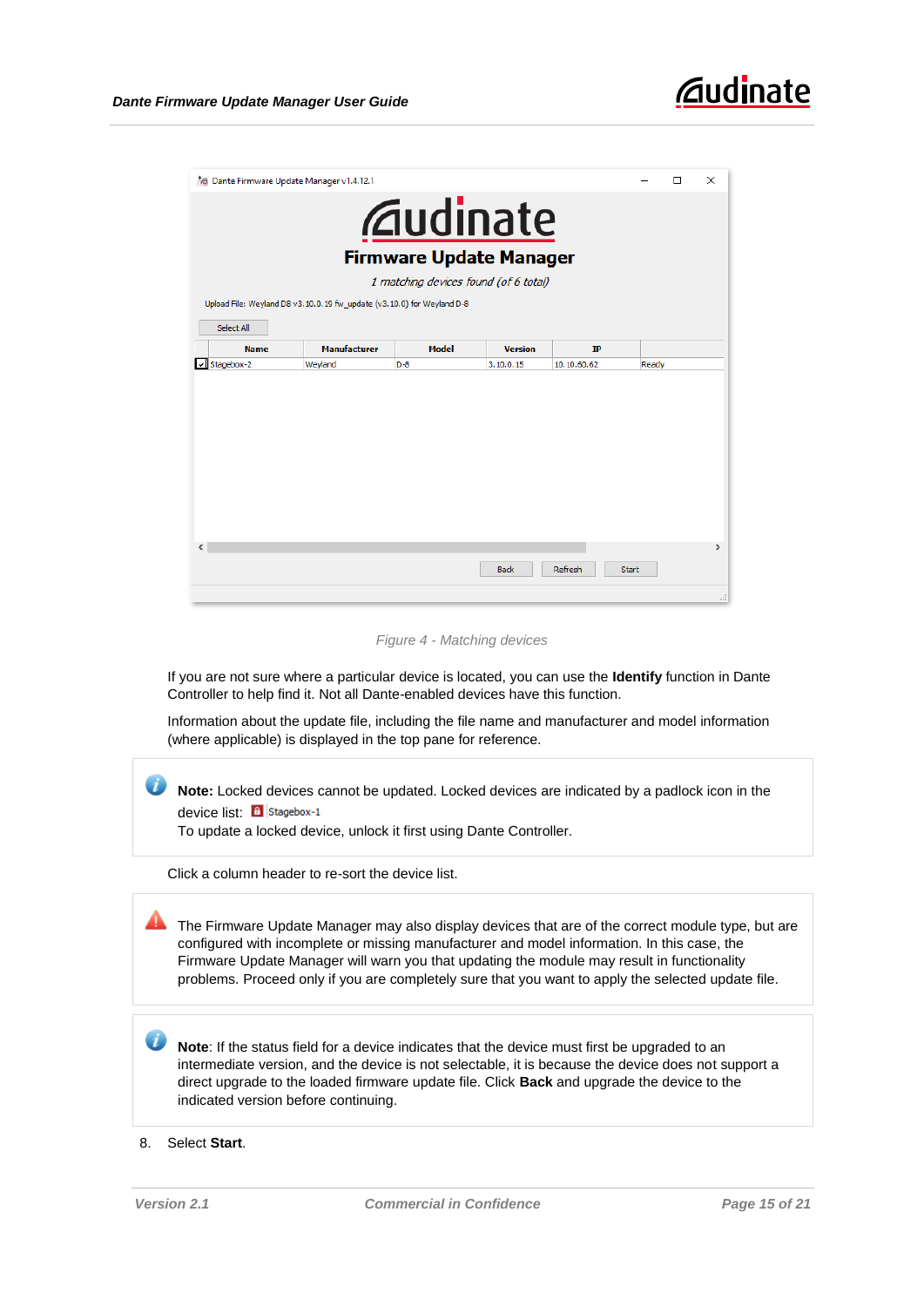Figure 4 - Matching devices

If you are not sure where a particular device is located, you can use the **Identify** function in Dante Controller to help find it. Not all Dante-enabled devices have this function.

Information about the update file, including the file name and manufacturer and model information (where applicable) is displayed in the top pane for reference.

> **Note:** Locked devices cannot be updated. Locked devices are indicated by a padlock icon in the device list: Stagebox-1
> To update a locked device, unlock it first using Dante Controller.

Click a column header to re-sort the device list.

> The Firmware Update Manager may also display devices that are of the correct module type, but are configured with incomplete or missing manufacturer and model information. In this case, the Firmware Update Manager will warn you that updating the module may result in functionality problems. Proceed only if you are completely sure that you want to apply the selected update file.

> **Note**: If the status field for a device indicates that the device must first be upgraded to an intermediate version, and the device is not selectable, it is because the device does not support a direct upgrade to the loaded firmware update file. Click **Back** and upgrade the device to the indicated version before continuing.

8. Select **Start**.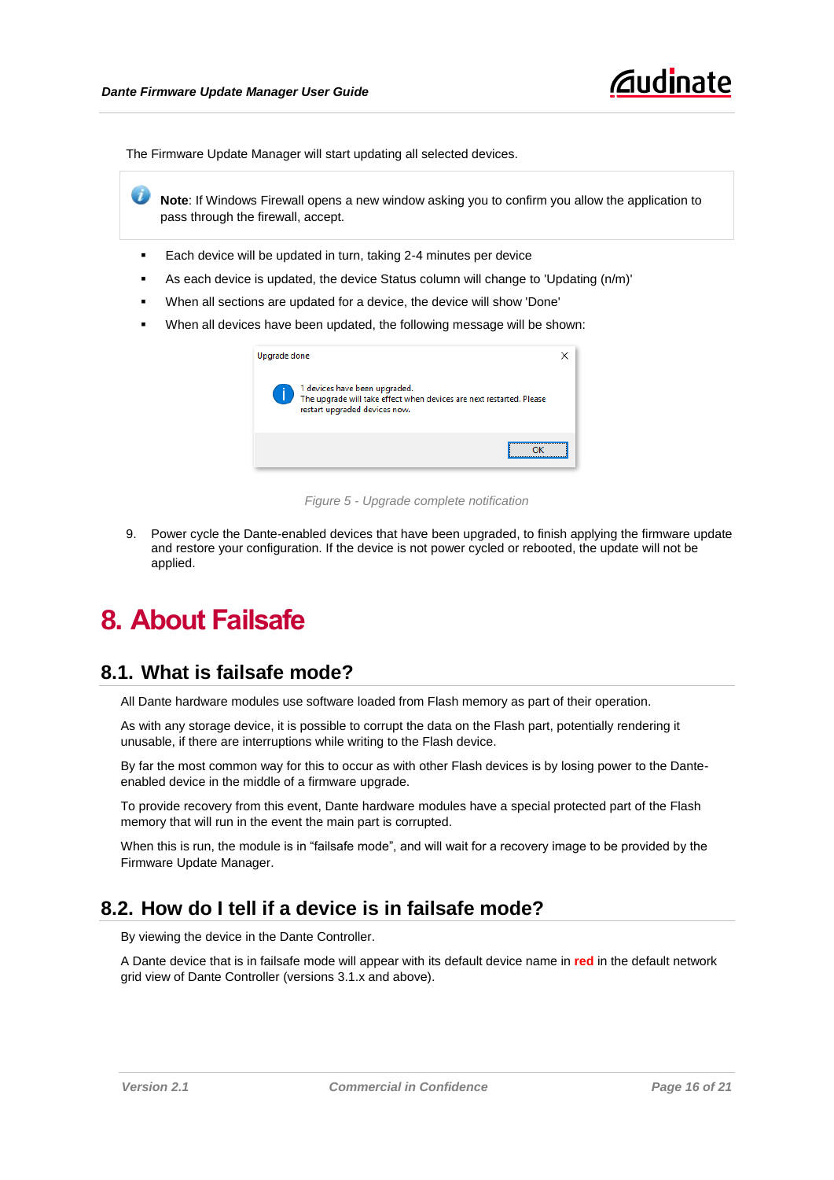The Firmware Update Manager will start updating all selected devices.

> **Note**: If Windows Firewall opens a new window asking you to confirm you allow the application to pass through the firewall, accept.

- Each device will be updated in turn, taking 2-4 minutes per device
- As each device is updated, the device Status column will change to 'Updating (n/m)'
- When all sections are updated for a device, the device will show 'Done'
- When all devices have been updated, the following message will be shown:

Upgrade done

1 devices have been upgraded.
The upgrade will take effect when devices are next restarted. Please restart upgraded devices now.

OK

*Figure 5 - Upgrade complete notification*

9. Power cycle the Dante-enabled devices that have been upgraded, to finish applying the firmware update and restore your configuration. If the device is not power cycled or rebooted, the update will not be applied.

# 8. About Failsafe

## 8.1. What is failsafe mode?

All Dante hardware modules use software loaded from Flash memory as part of their operation.

As with any storage device, it is possible to corrupt the data on the Flash part, potentially rendering it unusable, if there are interruptions while writing to the Flash device.

By far the most common way for this to occur as with other Flash devices is by losing power to the Dante-enabled device in the middle of a firmware upgrade.

To provide recovery from this event, Dante hardware modules have a special protected part of the Flash memory that will run in the event the main part is corrupted.

When this is run, the module is in “failsafe mode”, and will wait for a recovery image to be provided by the Firmware Update Manager.

## 8.2. How do I tell if a device is in failsafe mode?

By viewing the device in the Dante Controller.

A Dante device that is in failsafe mode will appear with its default device name in **red** in the default network grid view of Dante Controller (versions 3.1.x and above).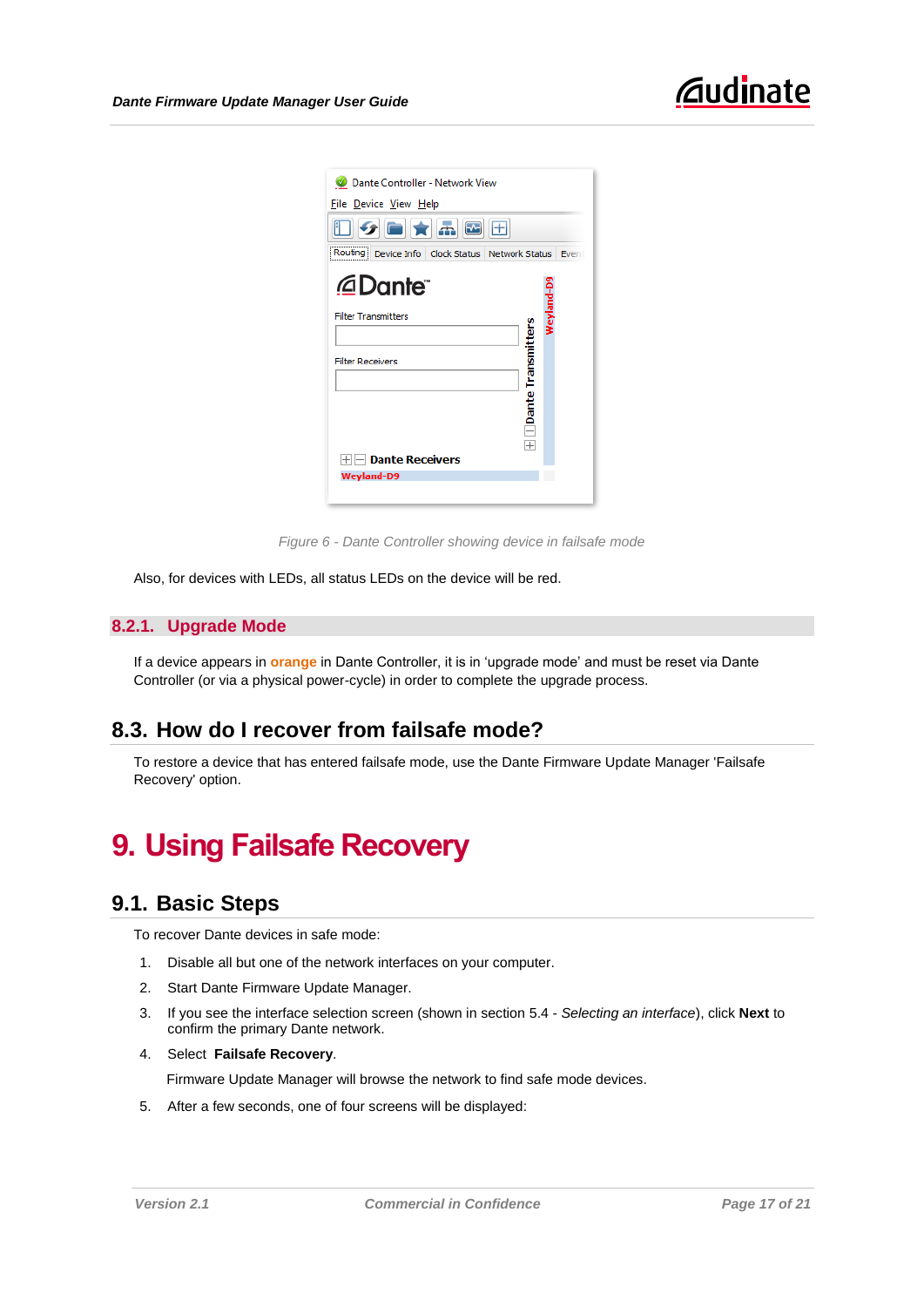Figure 6 - Dante Controller showing device in failsafe mode

Also, for devices with LEDs, all status LEDs on the device will be red.

### 8.2.1. Upgrade Mode

If a device appears in **orange** in Dante Controller, it is in 'upgrade mode' and must be reset via Dante Controller (or via a physical power-cycle) in order to complete the upgrade process.

## 8.3. How do I recover from failsafe mode?

To restore a device that has entered failsafe mode, use the Dante Firmware Update Manager 'Failsafe Recovery' option.

# 9. Using Failsafe Recovery

## 9.1. Basic Steps

To recover Dante devices in safe mode:

1. Disable all but one of the network interfaces on your computer.
2. Start Dante Firmware Update Manager.
3. If you see the interface selection screen (shown in section 5.4 - *Selecting an interface*), click **Next** to confirm the primary Dante network.
4. Select **Failsafe Recovery**.

   Firmware Update Manager will browse the network to find safe mode devices.
5. After a few seconds, one of four screens will be displayed: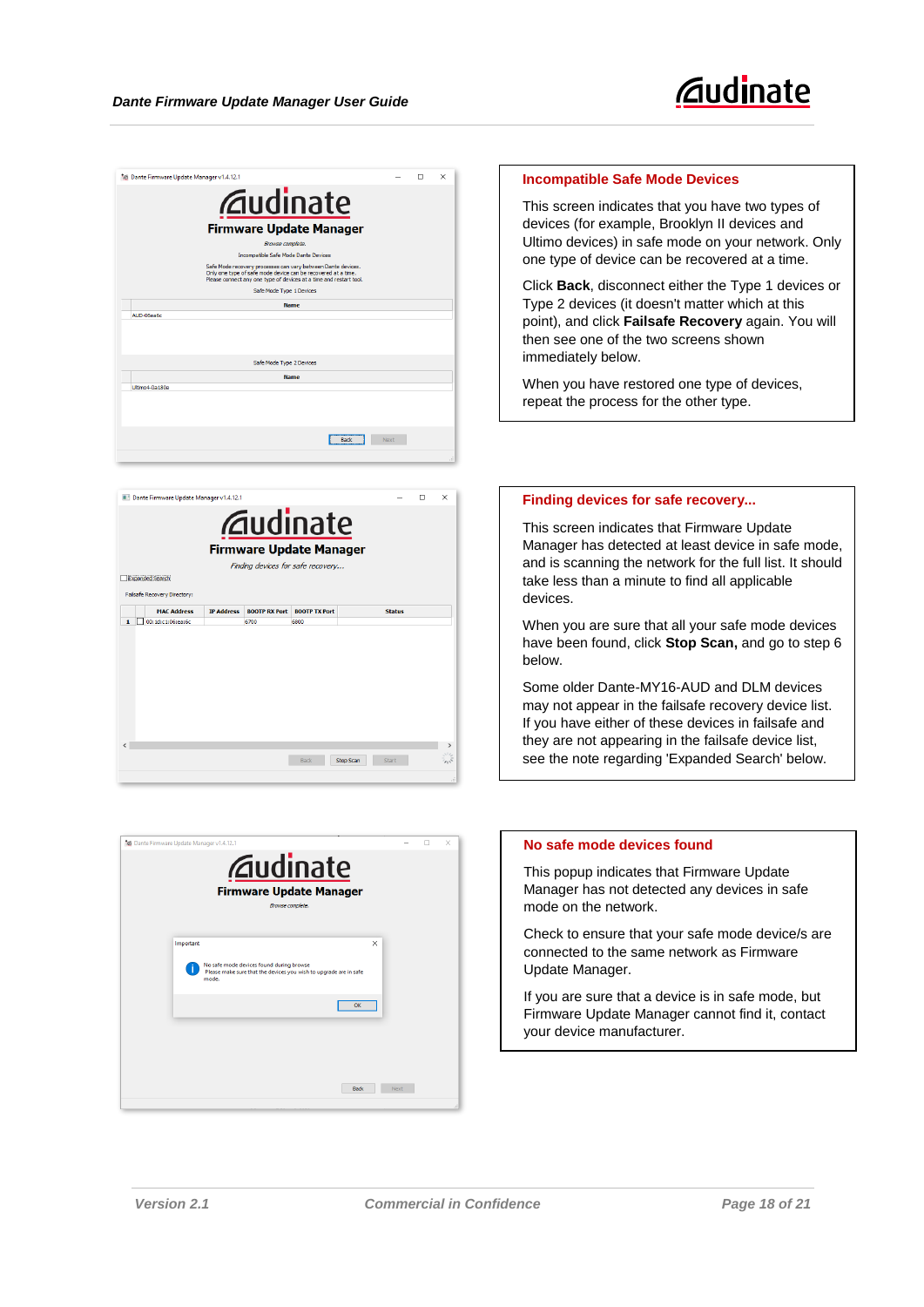## Incompatible Safe Mode Devices

This screen indicates that you have two types of devices (for example, Brooklyn II devices and Ultimo devices) in safe mode on your network. Only one type of device can be recovered at a time.

Click **Back**, disconnect either the Type 1 devices or Type 2 devices (it doesn't matter which at this point), and click **Failsafe Recovery** again. You will then see one of the two screens shown immediately below.

When you have restored one type of devices, repeat the process for the other type.

## Finding devices for safe recovery...

This screen indicates that Firmware Update Manager has detected at least device in safe mode, and is scanning the network for the full list. It should take less than a minute to find all applicable devices.

When you are sure that all your safe mode devices have been found, click **Stop Scan,** and go to step 6 below.

Some older Dante-MY16-AUD and DLM devices may not appear in the failsafe recovery device list. If you have either of these devices in failsafe and they are not appearing in the failsafe device list, see the note regarding 'Expanded Search' below.

## No safe mode devices found

This popup indicates that Firmware Update Manager has not detected any devices in safe mode on the network.

Check to ensure that your safe mode device/s are connected to the same network as Firmware Update Manager.

If you are sure that a device is in safe mode, but Firmware Update Manager cannot find it, contact your device manufacturer.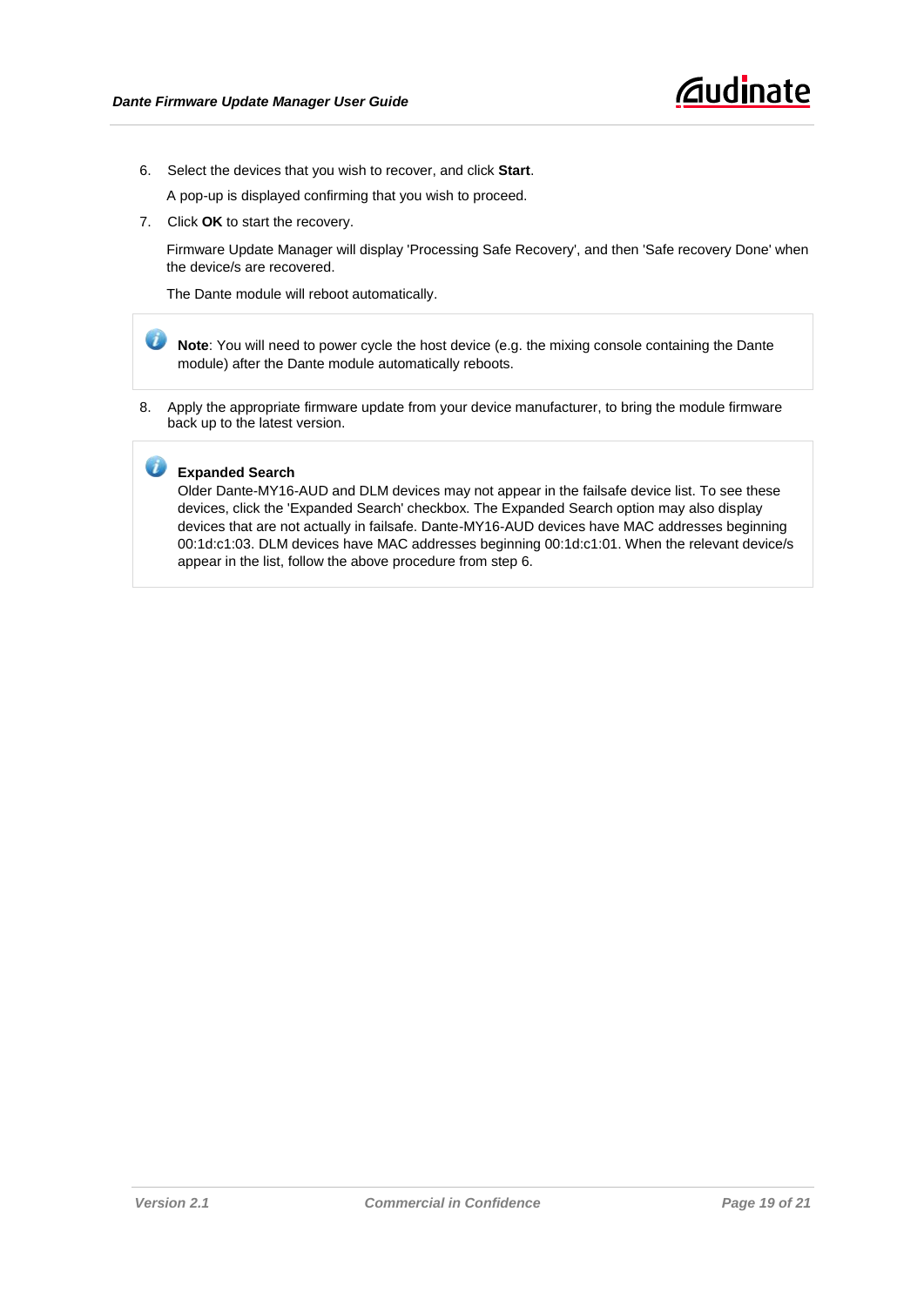6. Select the devices that you wish to recover, and click **Start**.

   A pop-up is displayed confirming that you wish to proceed.

7. Click **OK** to start the recovery.

   Firmware Update Manager will display 'Processing Safe Recovery', and then 'Safe recovery Done' when the device/s are recovered.

   The Dante module will reboot automatically.

> **Note**: You will need to power cycle the host device (e.g. the mixing console containing the Dante module) after the Dante module automatically reboots.

8. Apply the appropriate firmware update from your device manufacturer, to bring the module firmware back up to the latest version.

> **Expanded Search**
> Older Dante-MY16-AUD and DLM devices may not appear in the failsafe device list. To see these devices, click the 'Expanded Search' checkbox. The Expanded Search option may also display devices that are not actually in failsafe. Dante-MY16-AUD devices have MAC addresses beginning 00:1d:c1:03. DLM devices have MAC addresses beginning 00:1d:c1:01. When the relevant device/s appear in the list, follow the above procedure from step 6.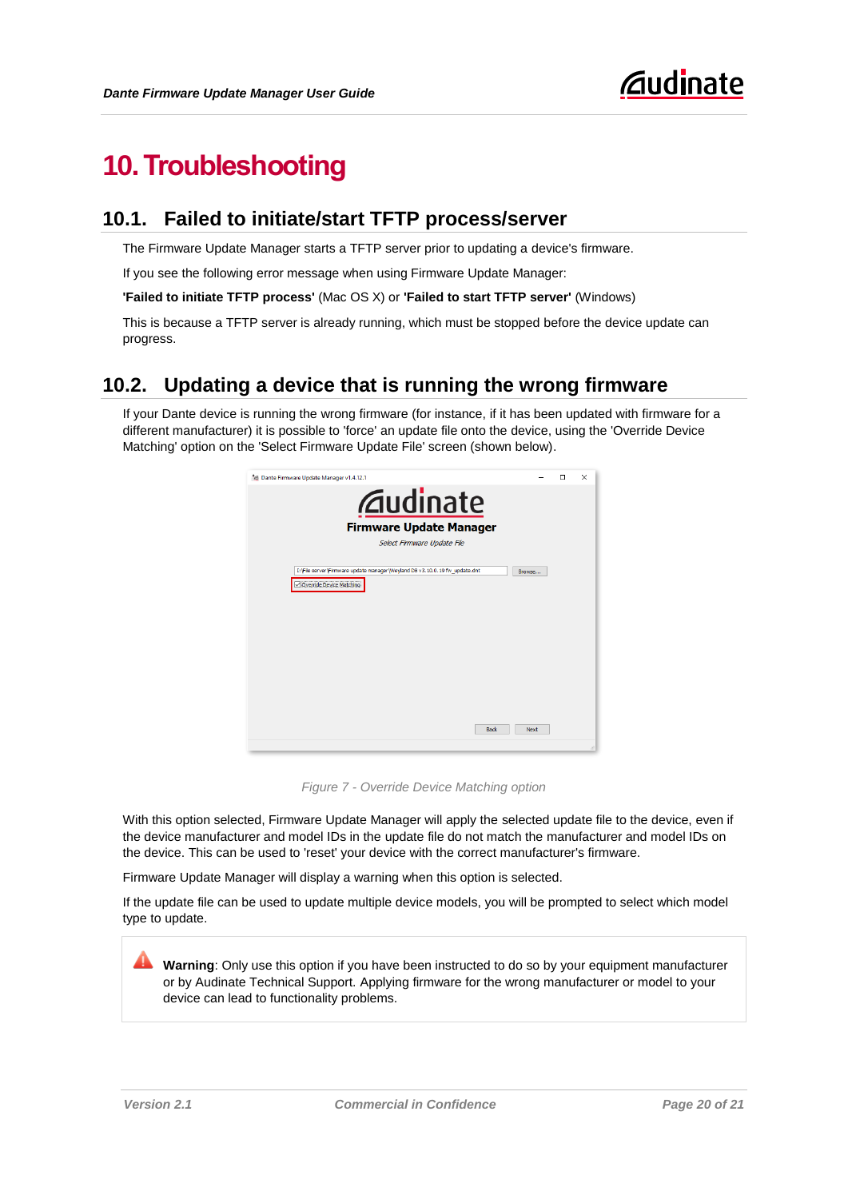# 10. Troubleshooting

## 10.1. Failed to initiate/start TFTP process/server

The Firmware Update Manager starts a TFTP server prior to updating a device's firmware.

If you see the following error message when using Firmware Update Manager:

**'Failed to initiate TFTP process'** (Mac OS X) or **'Failed to start TFTP server'** (Windows)

This is because a TFTP server is already running, which must be stopped before the device update can progress.

## 10.2. Updating a device that is running the wrong firmware

If your Dante device is running the wrong firmware (for instance, if it has been updated with firmware for a different manufacturer) it is possible to 'force' an update file onto the device, using the 'Override Device Matching' option on the 'Select Firmware Update File' screen (shown below).

*Figure 7 - Override Device Matching option*

With this option selected, Firmware Update Manager will apply the selected update file to the device, even if the device manufacturer and model IDs in the update file do not match the manufacturer and model IDs on the device. This can be used to 'reset' your device with the correct manufacturer's firmware.

Firmware Update Manager will display a warning when this option is selected.

If the update file can be used to update multiple device models, you will be prompted to select which model type to update.

**Warning**: Only use this option if you have been instructed to do so by your equipment manufacturer or by Audinate Technical Support. Applying firmware for the wrong manufacturer or model to your device can lead to functionality problems.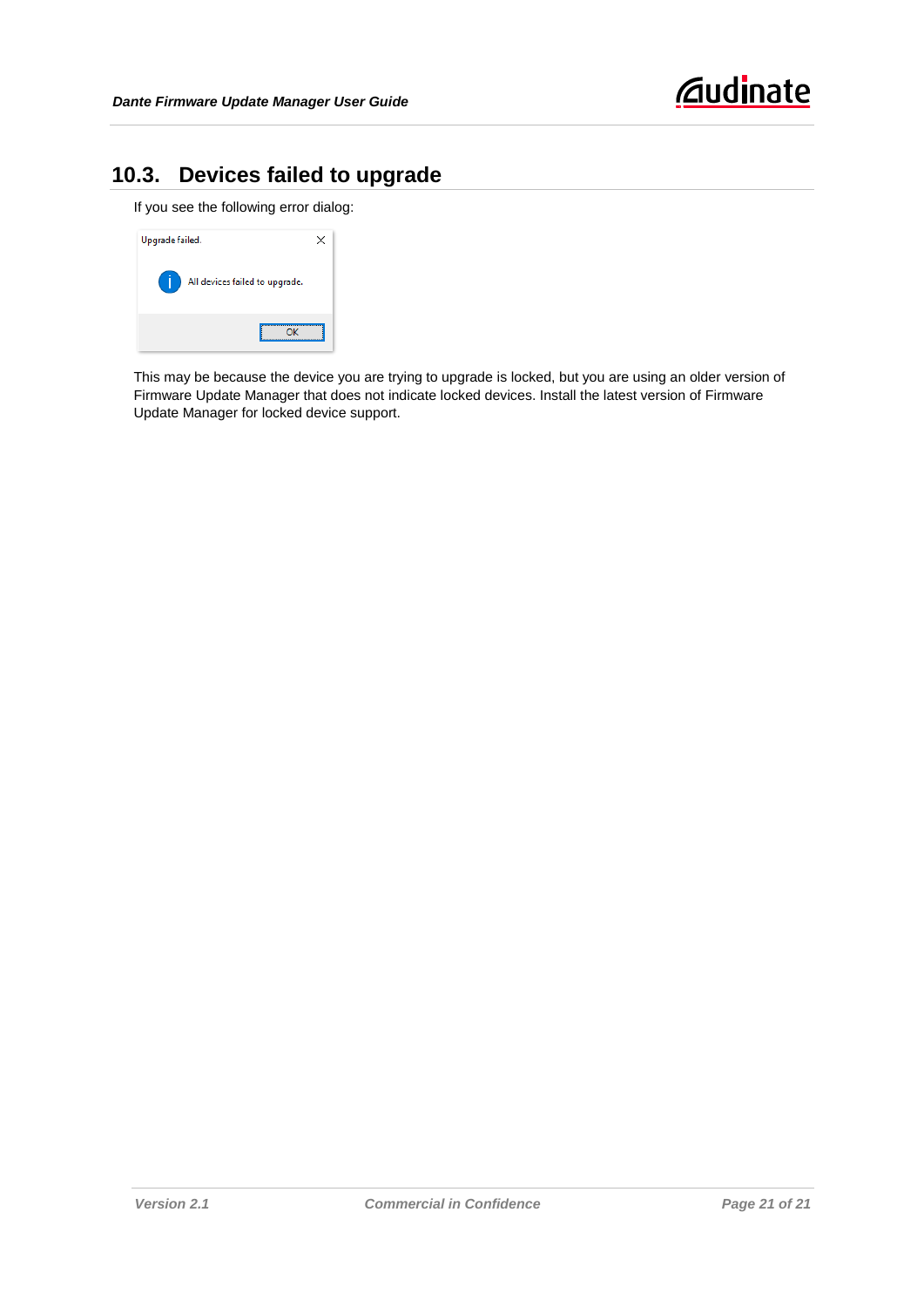## 10.3. Devices failed to upgrade

If you see the following error dialog:

Upgrade failed.

All devices failed to upgrade.

OK

This may be because the device you are trying to upgrade is locked, but you are using an older version of Firmware Update Manager that does not indicate locked devices. Install the latest version of Firmware Update Manager for locked device support.